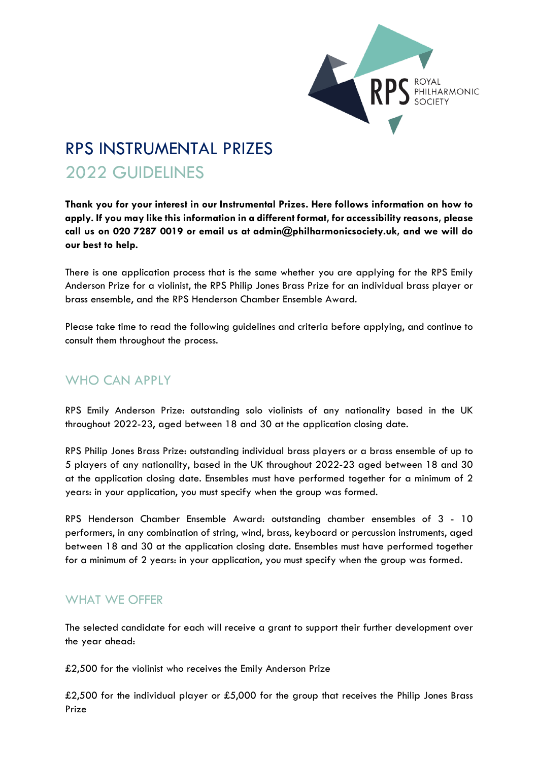# RPS INSTRUMENTAL PRIZES

## 2022 GUIDELINES

**Thank you for your interest in our Instrumental Prizes. Here follows information on how to apply. If you may like this information in a different format, for accessibility reasons, please call us on 020 7287 0019 or email us at admin@philharmonicsociety.uk, and we will do our best to help.**

There is one application process that is the same whether you are applying for the RPS Emily Anderson Prize for a violinist, the RPS Philip Jones Brass Prize for an individual brass player or brass ensemble, and the RPS Henderson Chamber Ensemble Award.

Please take time to read the following guidelines and criteria before applying, and continue to consult them throughout the process.

## WHO CAN APPLY

RPS Emily Anderson Prize: outstanding solo violinists of any nationality based in the UK throughout 2022-23, aged between 18 and 30 at the application closing date.

RPS Philip Jones Brass Prize: outstanding individual brass players or a brass ensemble of up to 5 players of any nationality, based in the UK throughout 2022-23 aged between 18 and 30 at the application closing date. Ensembles must have performed together for a minimum of 2 years: in your application, you must specify when the group was formed.

RPS Henderson Chamber Ensemble Award: outstanding chamber ensembles of 3 - 10 performers, in any combination of string, wind, brass, keyboard or percussion instruments, aged between 18 and 30 at the application closing date. Ensembles must have performed together for a minimum of 2 years: in your application, you must specify when the group was formed.

## WHAT WE OFFER

The selected candidate for each will receive a grant to support their further development over the year ahead:

£2,500 for the violinist who receives the Emily Anderson Prize

£2,500 for the individual player or £5,000 for the group that receives the Philip Jones Brass Prize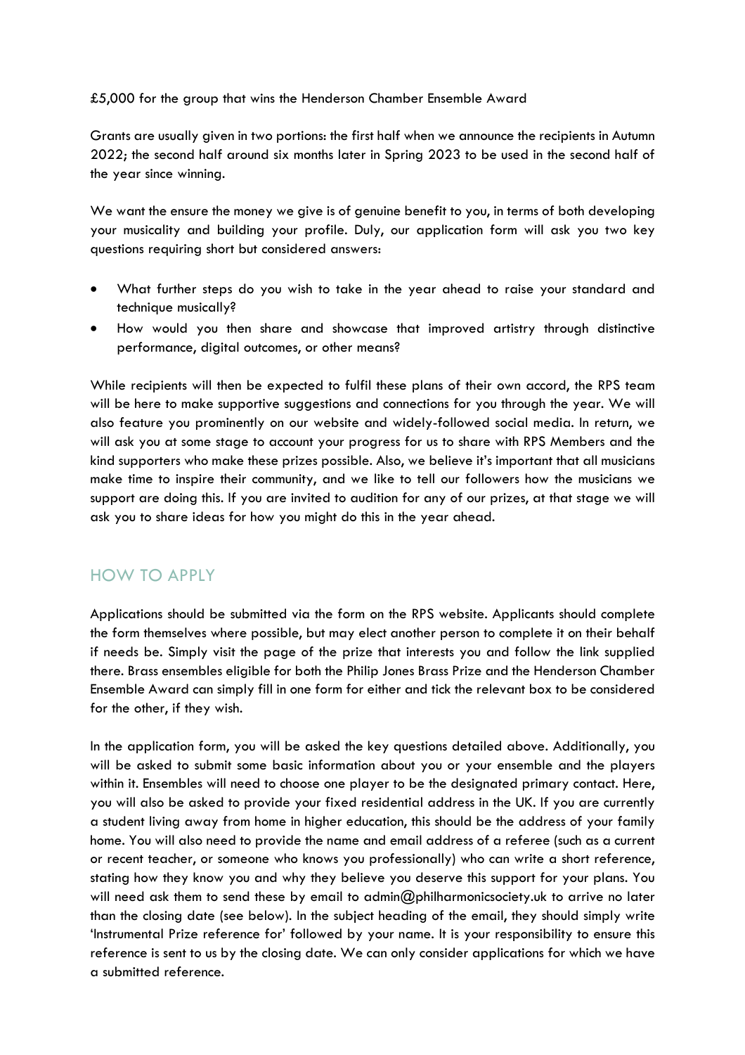£5,000 for the group that wins the Henderson Chamber Ensemble Award

Grants are usually given in two portions: the first half when we announce the recipients in Autumn 2022; the second half around six months later in Spring 2023 to be used in the second half of the year since winning.

We want the ensure the money we give is of genuine benefit to you, in terms of both developing your musicality and building your profile. Duly, our application form will ask you two key questions requiring short but considered answers:

- What further steps do you wish to take in the year ahead to raise your standard and technique musically?
- How would you then share and showcase that improved artistry through distinctive performance, digital outcomes, or other means?

While recipients will then be expected to fulfil these plans of their own accord, the RPS team will be here to make supportive suggestions and connections for you through the year. We will also feature you prominently on our website and widely-followed social media. In return, we will ask you at some stage to account your progress for us to share with RPS Members and the kind supporters who make these prizes possible. Also, we believe it's important that all musicians make time to inspire their community, and we like to tell our followers how the musicians we support are doing this. If you are invited to audition for any of our prizes, at that stage we will ask you to share ideas for how you might do this in the year ahead.

## HOW TO APPLY

Applications should be submitted via the form on the RPS website. Applicants should complete the form themselves where possible, but may elect another person to complete it on their behalf if needs be. Simply visit the page of the prize that interests you and follow the link supplied there. Brass ensembles eligible for both the Philip Jones Brass Prize and the Henderson Chamber Ensemble Award can simply fill in one form for either and tick the relevant box to be considered for the other, if they wish.

In the application form, you will be asked the key questions detailed above. Additionally, you will be asked to submit some basic information about you or your ensemble and the players within it. Ensembles will need to choose one player to be the designated primary contact. Here, you will also be asked to provide your fixed residential address in the UK. If you are currently a student living away from home in higher education, this should be the address of your family home. You will also need to provide the name and email address of a referee (such as a current or recent teacher, or someone who knows you professionally) who can write a short reference, stating how they know you and why they believe you deserve this support for your plans. You will need ask them to send these by email to admin@philharmonicsociety.uk to arrive no later than the closing date (see below). In the subject heading of the email, they should simply write 'Instrumental Prize reference for' followed by your name. It is your responsibility to ensure this reference is sent to us by the closing date. We can only consider applications for which we have a submitted reference.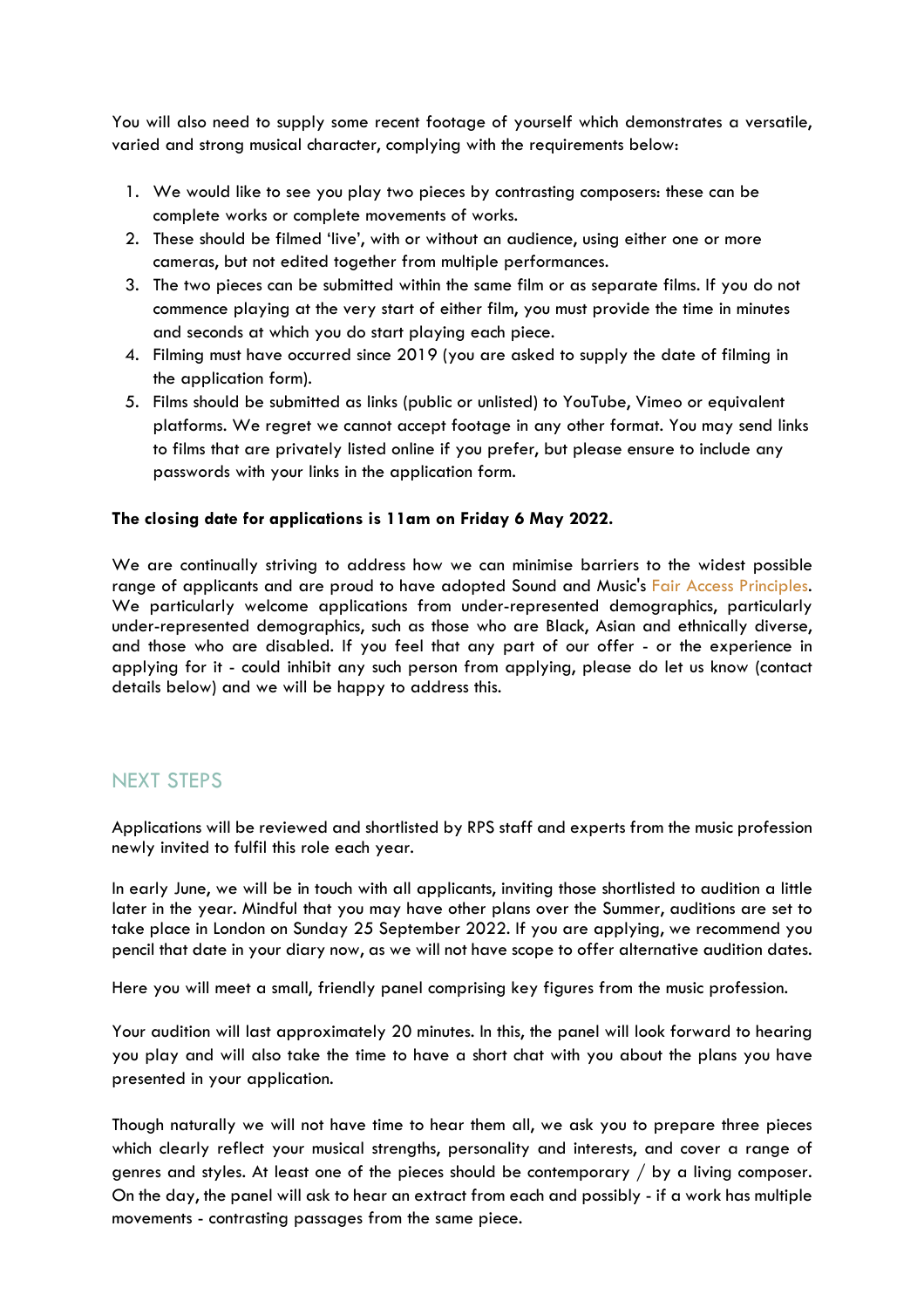You will also need to supply some recent footage of yourself which demonstrates a versatile, varied and strong musical character, complying with the requirements below:

1. We would like to see you play two pieces by contrasting composers: these can be complete works or complete movements of works.
2. These should be filmed 'live', with or without an audience, using either one or more cameras, but not edited together from multiple performances.
3. The two pieces can be submitted within the same film or as separate films. If you do not commence playing at the very start of either film, you must provide the time in minutes and seconds at which you do start playing each piece.
4. Filming must have occurred since 2019 (you are asked to supply the date of filming in the application form).
5. Films should be submitted as links (public or unlisted) to YouTube, Vimeo or equivalent platforms. We regret we cannot accept footage in any other format. You may send links to films that are privately listed online if you prefer, but please ensure to include any passwords with your links in the application form.

**The closing date for applications is 11am on Friday 6 May 2022.**

We are continually striving to address how we can minimise barriers to the widest possible range of applicants and are proud to have adopted Sound and Music's Fair Access Principles. We particularly welcome applications from under-represented demographics, particularly under-represented demographics, such as those who are Black, Asian and ethnically diverse, and those who are disabled. If you feel that any part of our offer - or the experience in applying for it - could inhibit any such person from applying, please do let us know (contact details below) and we will be happy to address this.

## NEXT STEPS

Applications will be reviewed and shortlisted by RPS staff and experts from the music profession newly invited to fulfil this role each year.

In early June, we will be in touch with all applicants, inviting those shortlisted to audition a little later in the year. Mindful that you may have other plans over the Summer, auditions are set to take place in London on Sunday 25 September 2022. If you are applying, we recommend you pencil that date in your diary now, as we will not have scope to offer alternative audition dates.

Here you will meet a small, friendly panel comprising key figures from the music profession.

Your audition will last approximately 20 minutes. In this, the panel will look forward to hearing you play and will also take the time to have a short chat with you about the plans you have presented in your application.

Though naturally we will not have time to hear them all, we ask you to prepare three pieces which clearly reflect your musical strengths, personality and interests, and cover a range of genres and styles. At least one of the pieces should be contemporary / by a living composer. On the day, the panel will ask to hear an extract from each and possibly - if a work has multiple movements - contrasting passages from the same piece.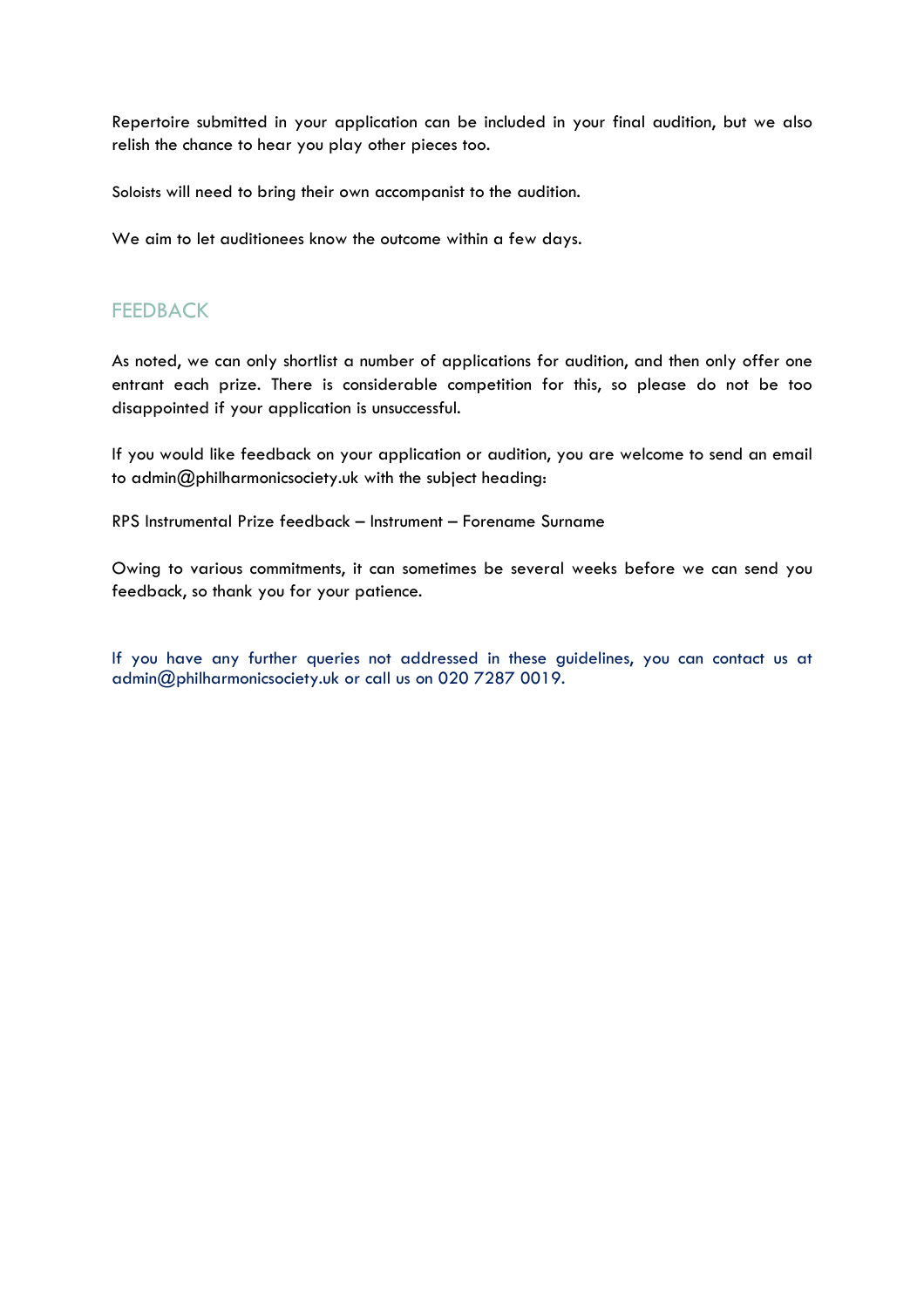Repertoire submitted in your application can be included in your final audition, but we also relish the chance to hear you play other pieces too.

Soloists will need to bring their own accompanist to the audition.

We aim to let auditionees know the outcome within a few days.

## FEEDBACK

As noted, we can only shortlist a number of applications for audition, and then only offer one entrant each prize. There is considerable competition for this, so please do not be too disappointed if your application is unsuccessful.

If you would like feedback on your application or audition, you are welcome to send an email to admin@philharmonicsociety.uk with the subject heading:

RPS Instrumental Prize feedback – Instrument – Forename Surname

Owing to various commitments, it can sometimes be several weeks before we can send you feedback, so thank you for your patience.

If you have any further queries not addressed in these guidelines, you can contact us at admin@philharmonicsociety.uk or call us on 020 7287 0019.